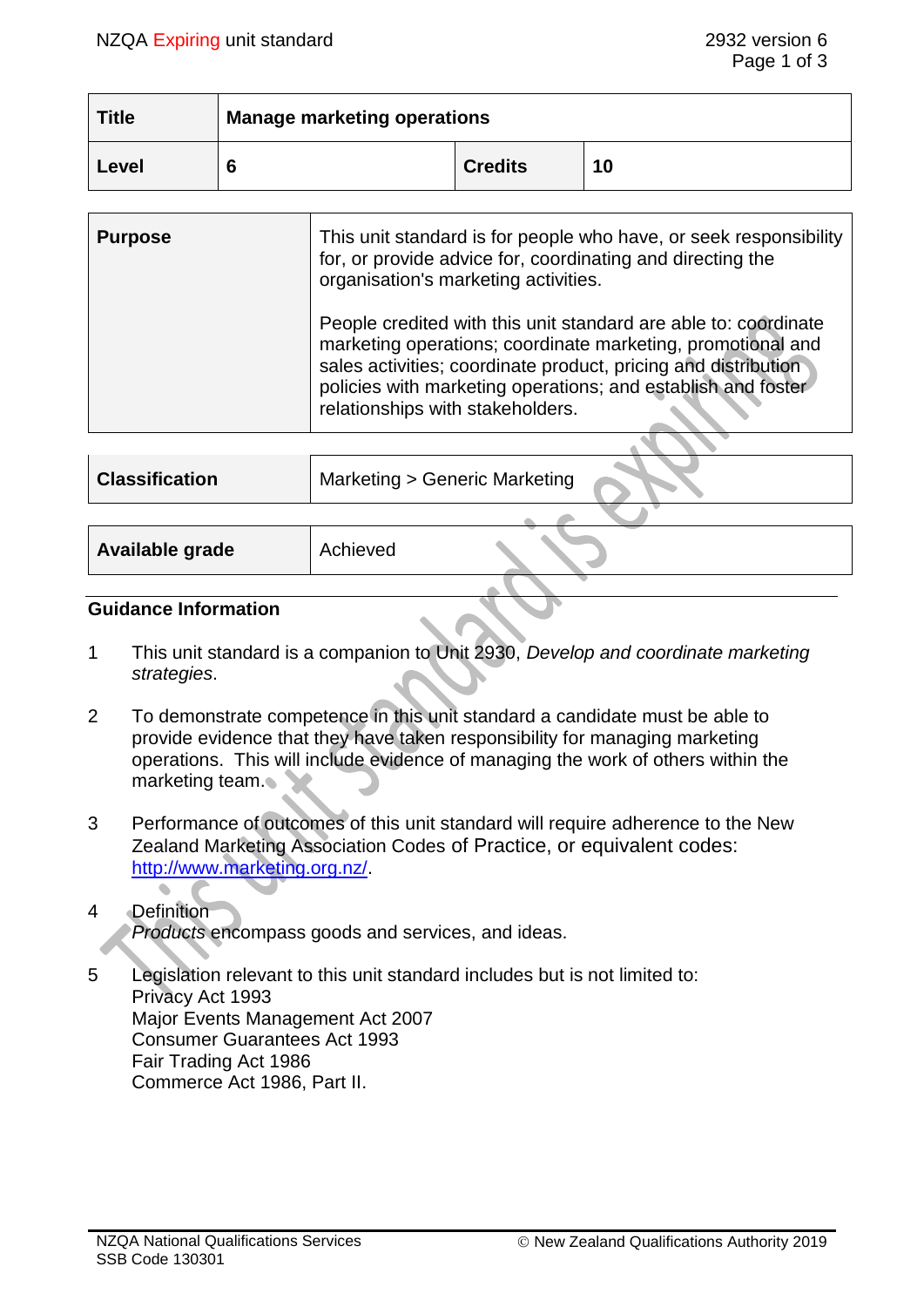| Title | Manage marketing operations | | |
|---|---|---|---|
| Level | 6 | Credits | 10 |

| Purpose | This unit standard is for people who have, or seek responsibility for, or provide advice for, coordinating and directing the organisation's marketing activities.<br><br>People credited with this unit standard are able to: coordinate marketing operations; coordinate marketing, promotional and sales activities; coordinate product, pricing and distribution policies with marketing operations; and establish and foster relationships with stakeholders. |
|---|---|

| Classification | Marketing > Generic Marketing |
|---|---|

| Available grade | Achieved |
|---|---|

## Guidance Information

1. This unit standard is a companion to Unit 2930, *Develop and coordinate marketing strategies*.

2. To demonstrate competence in this unit standard a candidate must be able to provide evidence that they have taken responsibility for managing marketing operations. This will include evidence of managing the work of others within the marketing team.

3. Performance of outcomes of this unit standard will require adherence to the New Zealand Marketing Association Codes of Practice, or equivalent codes: http://www.marketing.org.nz/.

4. Definition
   *Products* encompass goods and services, and ideas.

5. Legislation relevant to this unit standard includes but is not limited to:
   Privacy Act 1993
   Major Events Management Act 2007
   Consumer Guarantees Act 1993
   Fair Trading Act 1986
   Commerce Act 1986, Part II.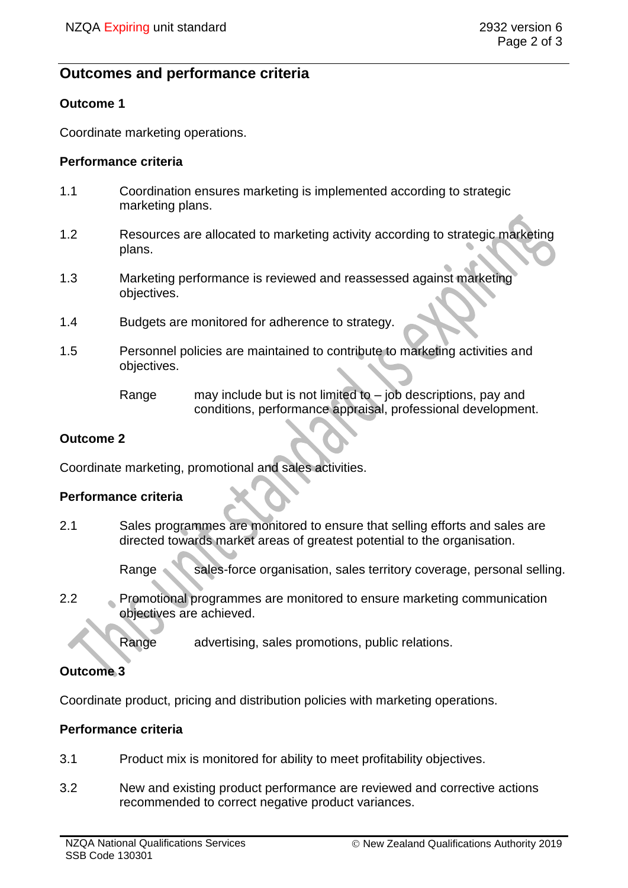## Outcomes and performance criteria

### Outcome 1

Coordinate marketing operations.

#### Performance criteria

1.1 Coordination ensures marketing is implemented according to strategic marketing plans.

1.2 Resources are allocated to marketing activity according to strategic marketing plans.

1.3 Marketing performance is reviewed and reassessed against marketing objectives.

1.4 Budgets are monitored for adherence to strategy.

1.5 Personnel policies are maintained to contribute to marketing activities and objectives.

Range may include but is not limited to – job descriptions, pay and conditions, performance appraisal, professional development.

### Outcome 2

Coordinate marketing, promotional and sales activities.

#### Performance criteria

2.1 Sales programmes are monitored to ensure that selling efforts and sales are directed towards market areas of greatest potential to the organisation.

Range sales-force organisation, sales territory coverage, personal selling.

2.2 Promotional programmes are monitored to ensure marketing communication objectives are achieved.

Range advertising, sales promotions, public relations.

### Outcome 3

Coordinate product, pricing and distribution policies with marketing operations.

#### Performance criteria

3.1 Product mix is monitored for ability to meet profitability objectives.

3.2 New and existing product performance are reviewed and corrective actions recommended to correct negative product variances.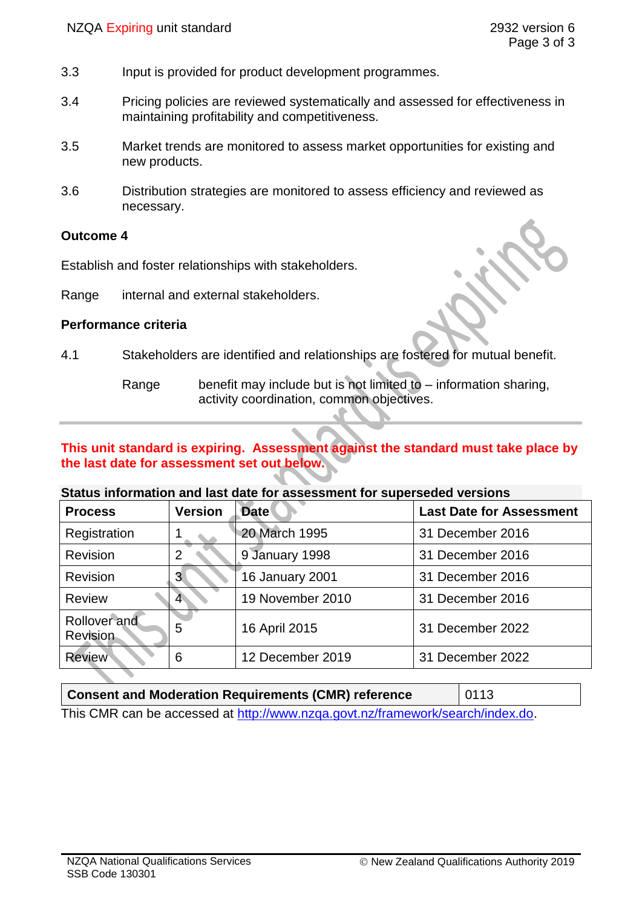3.3 Input is provided for product development programmes.

3.4 Pricing policies are reviewed systematically and assessed for effectiveness in maintaining profitability and competitiveness.

3.5 Market trends are monitored to assess market opportunities for existing and new products.

3.6 Distribution strategies are monitored to assess efficiency and reviewed as necessary.

**Outcome 4**

Establish and foster relationships with stakeholders.

Range internal and external stakeholders.

**Performance criteria**

4.1 Stakeholders are identified and relationships are fostered for mutual benefit.

Range benefit may include but is not limited to – information sharing, activity coordination, common objectives.

**This unit standard is expiring. Assessment against the standard must take place by the last date for assessment set out below.**

**Status information and last date for assessment for superseded versions**

| Process | Version | Date | Last Date for Assessment |
|---|---|---|---|
| Registration | 1 | 20 March 1995 | 31 December 2016 |
| Revision | 2 | 9 January 1998 | 31 December 2016 |
| Revision | 3 | 16 January 2001 | 31 December 2016 |
| Review | 4 | 19 November 2010 | 31 December 2016 |
| Rollover and Revision | 5 | 16 April 2015 | 31 December 2022 |
| Review | 6 | 12 December 2019 | 31 December 2022 |

| Consent and Moderation Requirements (CMR) reference | 0113 |
|---|---|

This CMR can be accessed at http://www.nzqa.govt.nz/framework/search/index.do.